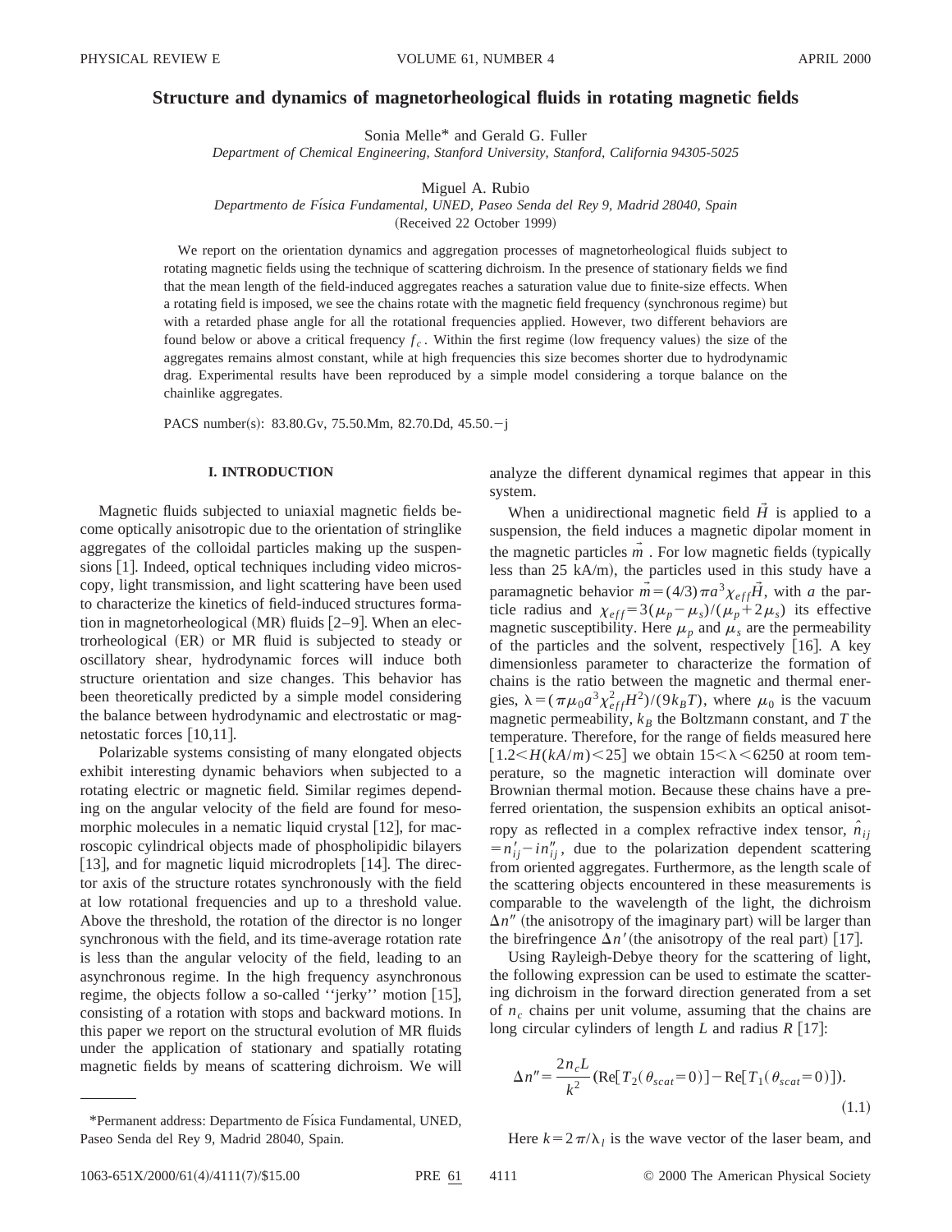# Structure and dynamics of magnetorheological fluids in rotating magnetic fields

Sonia Melle* and Gerald G. Fuller

*Department of Chemical Engineering, Stanford University, Stanford, California 94305-5025*

Miguel A. Rubio

*Departmento de Física Fundamental, UNED, Paseo Senda del Rey 9, Madrid 28040, Spain*

(Received 22 October 1999)

We report on the orientation dynamics and aggregation processes of magnetorheological fluids subject to rotating magnetic fields using the technique of scattering dichroism. In the presence of stationary fields we find that the mean length of the field-induced aggregates reaches a saturation value due to finite-size effects. When a rotating field is imposed, we see the chains rotate with the magnetic field frequency (synchronous regime) but with a retarded phase angle for all the rotational frequencies applied. However, two different behaviors are found below or above a critical frequency $f_c$. Within the first regime (low frequency values) the size of the aggregates remains almost constant, while at high frequencies this size becomes shorter due to hydrodynamic drag. Experimental results have been reproduced by a simple model considering a torque balance on the chainlike aggregates.

PACS number(s): 83.80.Gv, 75.50.Mm, 82.70.Dd, 45.50.−j

## I. INTRODUCTION

Magnetic fluids subjected to uniaxial magnetic fields become optically anisotropic due to the orientation of stringlike aggregates of the colloidal particles making up the suspensions [1]. Indeed, optical techniques including video microscopy, light transmission, and light scattering have been used to characterize the kinetics of field-induced structures formation in magnetorheological (MR) fluids [2–9]. When an electrorheological (ER) or MR fluid is subjected to steady or oscillatory shear, hydrodynamic forces will induce both structure orientation and size changes. This behavior has been theoretically predicted by a simple model considering the balance between hydrodynamic and electrostatic or magnetostatic forces [10,11].

Polarizable systems consisting of many elongated objects exhibit interesting dynamic behaviors when subjected to a rotating electric or magnetic field. Similar regimes depending on the angular velocity of the field are found for mesomorphic molecules in a nematic liquid crystal [12], for macroscopic cylindrical objects made of phospholipidic bilayers [13], and for magnetic liquid microdroplets [14]. The director axis of the structure rotates synchronously with the field at low rotational frequencies and up to a threshold value. Above the threshold, the rotation of the director is no longer synchronous with the field, and its time-average rotation rate is less than the angular velocity of the field, leading to an asynchronous regime. In the high frequency asynchronous regime, the objects follow a so-called ''jerky'' motion [15], consisting of a rotation with stops and backward motions. In this paper we report on the structural evolution of MR fluids under the application of stationary and spatially rotating magnetic fields by means of scattering dichroism. We will analyze the different dynamical regimes that appear in this system.

When a unidirectional magnetic field $\vec{H}$ is applied to a suspension, the field induces a magnetic dipolar moment in the magnetic particles $\vec{m}$. For low magnetic fields (typically less than 25 kA/m), the particles used in this study have a paramagnetic behavior $\vec{m}=(4/3)\pi a^3\chi_{eff}\vec{H}$, with $a$ the particle radius and $\chi_{eff}=3(\mu_p-\mu_s)/(\mu_p+2\mu_s)$ its effective magnetic susceptibility. Here $\mu_p$ and $\mu_s$ are the permeability of the particles and the solvent, respectively [16]. A key dimensionless parameter to characterize the formation of chains is the ratio between the magnetic and thermal energies, $\lambda=(\pi\mu_0 a^3\chi_{eff}^2 H^2)/(9k_BT)$, where $\mu_0$ is the vacuum magnetic permeability, $k_B$ the Boltzmann constant, and $T$ the temperature. Therefore, for the range of fields measured here $[1.2<H(kA/m)<25]$ we obtain $15<\lambda<6250$ at room temperature, so the magnetic interaction will dominate over Brownian thermal motion. Because these chains have a preferred orientation, the suspension exhibits an optical anisotropy as reflected in a complex refractive index tensor, $\hat{n}_{ij}=n'_{ij}-in''_{ij}$, due to the polarization dependent scattering from oriented aggregates. Furthermore, as the length scale of the scattering objects encountered in these measurements is comparable to the wavelength of the light, the dichroism $\Delta n''$ (the anisotropy of the imaginary part) will be larger than the birefringence $\Delta n'$ (the anisotropy of the real part) [17].

Using Rayleigh-Debye theory for the scattering of light, the following expression can be used to estimate the scattering dichroism in the forward direction generated from a set of $n_c$ chains per unit volume, assuming that the chains are long circular cylinders of length $L$ and radius $R$ [17]:

$$\Delta n''=\frac{2n_cL}{k^2}(\mathrm{Re}[T_2(\theta_{scat}=0)]-\mathrm{Re}[T_1(\theta_{scat}=0)]). \tag{1.1}$$

Here $k=2\pi/\lambda_l$ is the wave vector of the laser beam, and

*Permanent address: Departmento de Física Fundamental, UNED, Paseo Senda del Rey 9, Madrid 28040, Spain.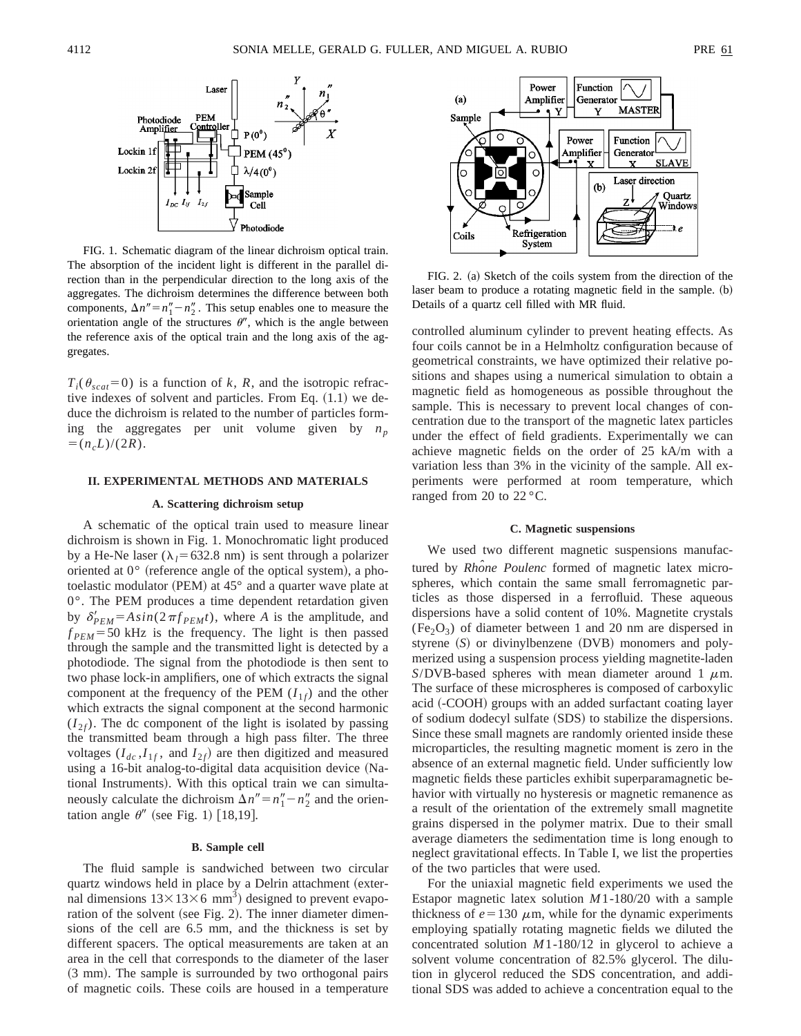FIG. 1. Schematic diagram of the linear dichroism optical train. The absorption of the incident light is different in the parallel direction than in the perpendicular direction to the long axis of the aggregates. The dichroism determines the difference between both components, $\Delta n'' = n_1'' - n_2''$. This setup enables one to measure the orientation angle of the structures $\theta''$, which is the angle between the reference axis of the optical train and the long axis of the aggregates.

$T_i(\theta_{scat}=0)$ is a function of $k$, $R$, and the isotropic refractive indexes of solvent and particles. From Eq. (1.1) we deduce the dichroism is related to the number of particles forming the aggregates per unit volume given by $n_p = (n_c L)/(2R)$.

## II. EXPERIMENTAL METHODS AND MATERIALS

### A. Scattering dichroism setup

A schematic of the optical train used to measure linear dichroism is shown in Fig. 1. Monochromatic light produced by a He-Ne laser ($\lambda_l = 632.8$ nm) is sent through a polarizer oriented at 0° (reference angle of the optical system), a photoelastic modulator (PEM) at 45° and a quarter wave plate at 0°. The PEM produces a time dependent retardation given by $\delta'_{PEM} = A\sin(2\pi f_{PEM} t)$, where $A$ is the amplitude, and $f_{PEM} = 50$ kHz is the frequency. The light is then passed through the sample and the transmitted light is detected by a photodiode. The signal from the photodiode is then sent to two phase lock-in amplifiers, one of which extracts the signal component at the frequency of the PEM ($I_{1f}$) and the other which extracts the signal component at the second harmonic ($I_{2f}$). The dc component of the light is isolated by passing the transmitted beam through a high pass filter. The three voltages ($I_{dc}, I_{1f}$, and $I_{2f}$) are then digitized and measured using a 16-bit analog-to-digital data acquisition device (National Instruments). With this optical train we can simultaneously calculate the dichroism $\Delta n'' = n_1'' - n_2''$ and the orientation angle $\theta''$ (see Fig. 1) [18,19].

### B. Sample cell

The fluid sample is sandwiched between two circular quartz windows held in place by a Delrin attachment (external dimensions $13\times13\times6$ mm$^3$) designed to prevent evaporation of the solvent (see Fig. 2). The inner diameter dimensions of the cell are 6.5 mm, and the thickness is set by different spacers. The optical measurements are taken at an area in the cell that corresponds to the diameter of the laser (3 mm). The sample is surrounded by two orthogonal pairs of magnetic coils. These coils are housed in a temperature controlled aluminum cylinder to prevent heating effects. As four coils cannot be in a Helmholtz configuration because of geometrical constraints, we have optimized their relative positions and shapes using a numerical simulation to obtain a magnetic field as homogeneous as possible throughout the sample. This is necessary to prevent local changes of concentration due to the transport of the magnetic latex particles under the effect of field gradients. Experimentally we can achieve magnetic fields on the order of 25 kA/m with a variation less than 3% in the vicinity of the sample. All experiments were performed at room temperature, which ranged from 20 to 22 °C.

FIG. 2. (a) Sketch of the coils system from the direction of the laser beam to produce a rotating magnetic field in the sample. (b) Details of a quartz cell filled with MR fluid.

### C. Magnetic suspensions

We used two different magnetic suspensions manufactured by *Rhône Poulenc* formed of magnetic latex microspheres, which contain the same small ferromagnetic particles as those dispersed in a ferrofluid. These aqueous dispersions have a solid content of 10%. Magnetite crystals ($Fe_2O_3$) of diameter between 1 and 20 nm are dispersed in styrene ($S$) or divinylbenzene (DVB) monomers and polymerized using a suspension process yielding magnetite-laden $S$/DVB-based spheres with mean diameter around 1 $\mu$m. The surface of these microspheres is composed of carboxylic acid (-COOH) groups with an added surfactant coating layer of sodium dodecyl sulfate (SDS) to stabilize the dispersions. Since these small magnets are randomly oriented inside these microparticles, the resulting magnetic moment is zero in the absence of an external magnetic field. Under sufficiently low magnetic fields these particles exhibit superparamagnetic behavior with virtually no hysteresis or magnetic remanence as a result of the orientation of the extremely small magnetite grains dispersed in the polymer matrix. Due to their small average diameters the sedimentation time is long enough to neglect gravitational effects. In Table I, we list the properties of the two particles that were used.

For the uniaxial magnetic field experiments we used the Estapor magnetic latex solution $M$1-180/20 with a sample thickness of $e = 130$ $\mu$m, while for the dynamic experiments employing spatially rotating magnetic fields we diluted the concentrated solution $M$1-180/12 in glycerol to achieve a solvent volume concentration of 82.5% glycerol. The dilution in glycerol reduced the SDS concentration, and additional SDS was added to achieve a concentration equal to the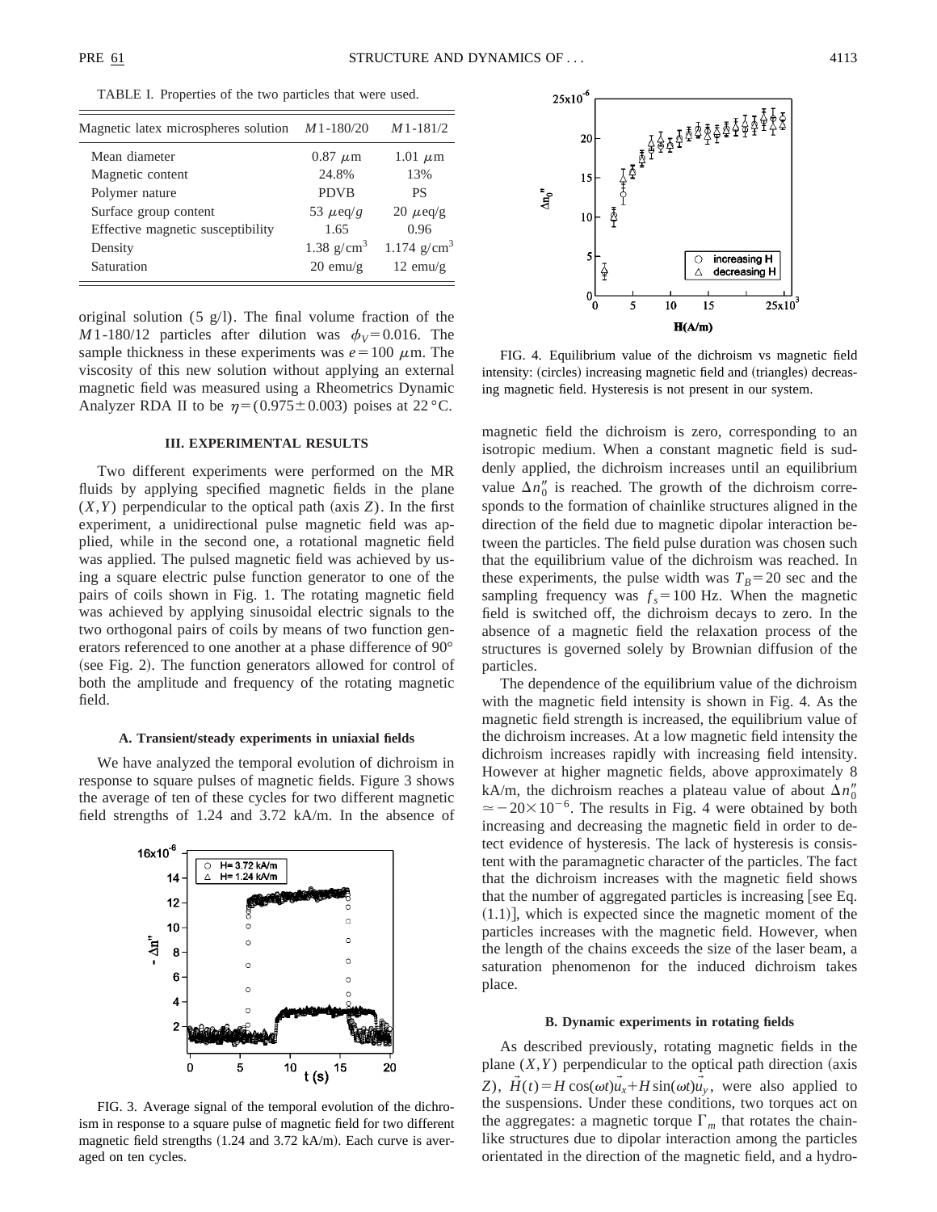TABLE I. Properties of the two particles that were used.

| Magnetic latex microspheres solution | $M1$-180/20 | $M1$-181/2 |
|---|---|---|
| Mean diameter | 0.87 $\mu$m | 1.01 $\mu$m |
| Magnetic content | 24.8% | 13% |
| Polymer nature | PDVB | PS |
| Surface group content | 53 $\mu$eq/$g$ | 20 $\mu$eq/g |
| Effective magnetic susceptibility | 1.65 | 0.96 |
| Density | 1.38 g/cm$^3$ | 1.174 g/cm$^3$ |
| Saturation | 20 emu/g | 12 emu/g |

original solution (5 g/l). The final volume fraction of the $M1$-180/12 particles after dilution was $\phi_V = 0.016$. The sample thickness in these experiments was $e = 100$ $\mu$m. The viscosity of this new solution without applying an external magnetic field was measured using a Rheometrics Dynamic Analyzer RDA II to be $\eta = (0.975 \pm 0.003)$ poises at 22 °C.

## III. EXPERIMENTAL RESULTS

Two different experiments were performed on the MR fluids by applying specified magnetic fields in the plane $(X,Y)$ perpendicular to the optical path (axis $Z$). In the first experiment, a unidirectional pulse magnetic field was applied, while in the second one, a rotational magnetic field was applied. The pulsed magnetic field was achieved by using a square electric pulse function generator to one of the pairs of coils shown in Fig. 1. The rotating magnetic field was achieved by applying sinusoidal electric signals to the two orthogonal pairs of coils by means of two function generators referenced to one another at a phase difference of 90° (see Fig. 2). The function generators allowed for control of both the amplitude and frequency of the rotating magnetic field.

### A. Transient/steady experiments in uniaxial fields

We have analyzed the temporal evolution of dichroism in response to square pulses of magnetic fields. Figure 3 shows the average of ten of these cycles for two different magnetic field strengths of 1.24 and 3.72 kA/m. In the absence of magnetic field the dichroism is zero, corresponding to an isotropic medium. When a constant magnetic field is suddenly applied, the dichroism increases until an equilibrium value $\Delta n_0''$ is reached. The growth of the dichroism corresponds to the formation of chainlike structures aligned in the direction of the field due to magnetic dipolar interaction between the particles. The field pulse duration was chosen such that the equilibrium value of the dichroism was reached. In these experiments, the pulse width was $T_B = 20$ sec and the sampling frequency was $f_s = 100$ Hz. When the magnetic field is switched off, the dichroism decays to zero. In the absence of a magnetic field the relaxation process of the structures is governed solely by Brownian diffusion of the particles.

FIG. 3. Average signal of the temporal evolution of the dichroism in response to a square pulse of magnetic field for two different magnetic field strengths (1.24 and 3.72 kA/m). Each curve is averaged on ten cycles.

FIG. 4. Equilibrium value of the dichroism vs magnetic field intensity: (circles) increasing magnetic field and (triangles) decreasing magnetic field. Hysteresis is not present in our system.

The dependence of the equilibrium value of the dichroism with the magnetic field intensity is shown in Fig. 4. As the magnetic field strength is increased, the equilibrium value of the dichroism increases. At a low magnetic field intensity the dichroism increases rapidly with increasing field intensity. However at higher magnetic fields, above approximately 8 kA/m, the dichroism reaches a plateau value of about $\Delta n_0'' \simeq -20 \times 10^{-6}$. The results in Fig. 4 were obtained by both increasing and decreasing the magnetic field in order to detect evidence of hysteresis. The lack of hysteresis is consistent with the paramagnetic character of the particles. The fact that the dichroism increases with the magnetic field shows that the number of aggregated particles is increasing [see Eq. (1.1)], which is expected since the magnetic moment of the particles increases with the magnetic field. However, when the length of the chains exceeds the size of the laser beam, a saturation phenomenon for the induced dichroism takes place.

### B. Dynamic experiments in rotating fields

As described previously, rotating magnetic fields in the plane $(X,Y)$ perpendicular to the optical path direction (axis $Z$), $\vec{H}(t) = H\cos(\omega t)\vec{u}_x + H\sin(\omega t)\vec{u}_y$, were also applied to the suspensions. Under these conditions, two torques act on the aggregates: a magnetic torque $\Gamma_m$ that rotates the chainlike structures due to dipolar interaction among the particles orientated in the direction of the magnetic field, and a hydro-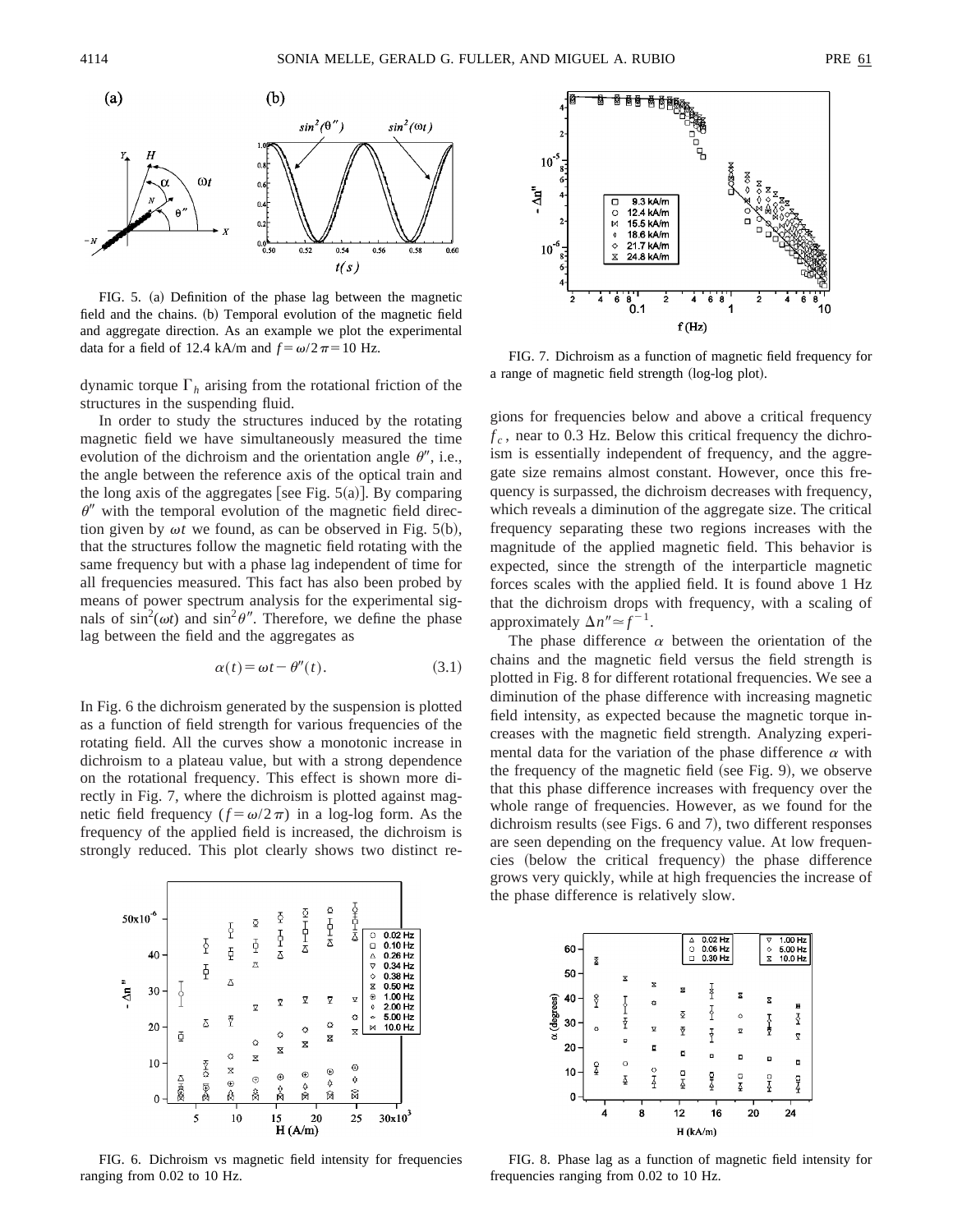dynamic torque $\Gamma_h$ arising from the rotational friction of the structures in the suspending fluid.

In order to study the structures induced by the rotating magnetic field we have simultaneously measured the time evolution of the dichroism and the orientation angle $\theta''$, i.e., the angle between the reference axis of the optical train and the long axis of the aggregates [see Fig. 5(a)]. By comparing $\theta''$ with the temporal evolution of the magnetic field direction given by $\omega t$ we found, as can be observed in Fig. 5(b), that the structures follow the magnetic field rotating with the same frequency but with a phase lag independent of time for all frequencies measured. This fact has also been probed by means of power spectrum analysis for the experimental signals of $\sin^2(\omega t)$ and $\sin^2\theta''$. Therefore, we define the phase lag between the field and the aggregates as

$$\alpha(t) = \omega t - \theta''(t). \tag{3.1}$$

In Fig. 6 the dichroism generated by the suspension is plotted as a function of field strength for various frequencies of the rotating field. All the curves show a monotonic increase in dichroism to a plateau value, but with a strong dependence on the rotational frequency. This effect is shown more directly in Fig. 7, where the dichroism is plotted against magnetic field frequency ($f = \omega/2\pi$) in a log-log form. As the frequency of the applied field is increased, the dichroism is strongly reduced. This plot clearly shows two distinct regions for frequencies below and above a critical frequency $f_c$, near to 0.3 Hz. Below this critical frequency the dichroism is essentially independent of frequency, and the aggregate size remains almost constant. However, once this frequency is surpassed, the dichroism decreases with frequency, which reveals a diminution of the aggregate size. The critical frequency separating these two regions increases with the magnitude of the applied magnetic field. This behavior is expected, since the strength of the interparticle magnetic forces scales with the applied field. It is found above 1 Hz that the dichroism drops with frequency, with a scaling of approximately $\Delta n'' \simeq f^{-1}$.

The phase difference $\alpha$ between the orientation of the chains and the magnetic field versus the field strength is plotted in Fig. 8 for different rotational frequencies. We see a diminution of the phase difference with increasing magnetic field intensity, as expected because the magnetic torque increases with the magnetic field strength. Analyzing experimental data for the variation of the phase difference $\alpha$ with the frequency of the magnetic field (see Fig. 9), we observe that this phase difference increases with frequency over the whole range of frequencies. However, as we found for the dichroism results (see Figs. 6 and 7), two different responses are seen depending on the frequency value. At low frequencies (below the critical frequency) the phase difference grows very quickly, while at high frequencies the increase of the phase difference is relatively slow.

FIG. 5. (a) Definition of the phase lag between the magnetic field and the chains. (b) Temporal evolution of the magnetic field and aggregate direction. As an example we plot the experimental data for a field of 12.4 kA/m and $f = \omega/2\pi = 10$ Hz.

FIG. 6. Dichroism vs magnetic field intensity for frequencies ranging from 0.02 to 10 Hz.

FIG. 7. Dichroism as a function of magnetic field frequency for a range of magnetic field strength (log-log plot).

FIG. 8. Phase lag as a function of magnetic field intensity for frequencies ranging from 0.02 to 10 Hz.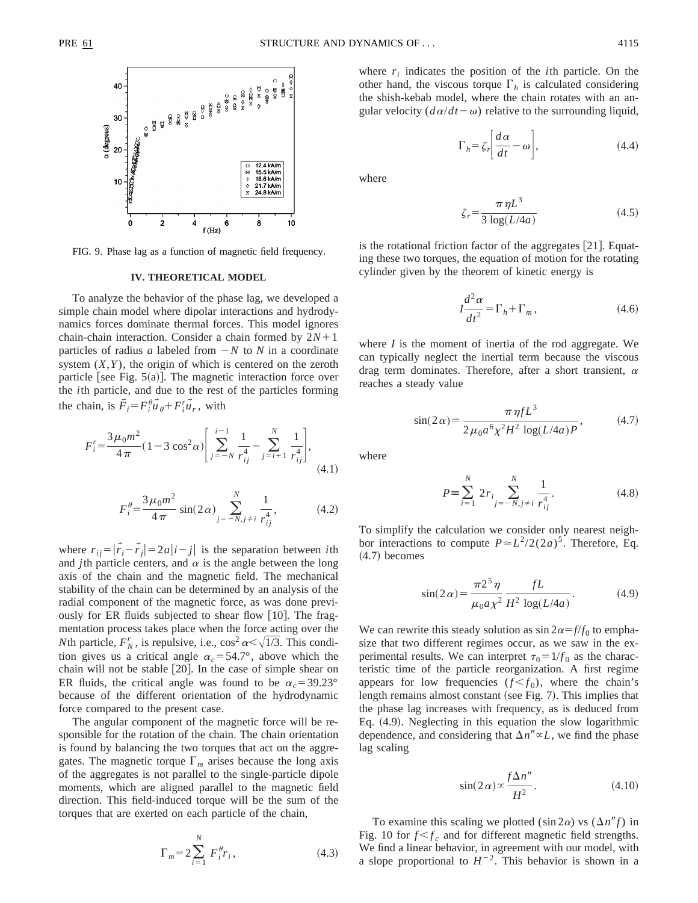FIG. 9. Phase lag as a function of magnetic field frequency.

## IV. THEORETICAL MODEL

To analyze the behavior of the phase lag, we developed a simple chain model where dipolar interactions and hydrodynamics forces dominate thermal forces. This model ignores chain-chain interaction. Consider a chain formed by $2N+1$ particles of radius $a$ labeled from $-N$ to $N$ in a coordinate system $(X,Y)$, the origin of which is centered on the zeroth particle [see Fig. 5(a)]. The magnetic interaction force over the $i$th particle, and due to the rest of the particles forming the chain, is $\vec{F}_i = F_i^\theta \vec{u}_\theta + F_i^r \vec{u}_r$, with

$$F_i^r = \frac{3\mu_0 m^2}{4\pi}(1-3\cos^2\alpha)\left[\sum_{j=-N}^{i-1}\frac{1}{r_{ij}^4} - \sum_{j=i+1}^{N}\frac{1}{r_{ij}^4}\right], \tag{4.1}$$

$$F_i^\theta = \frac{3\mu_0 m^2}{4\pi}\sin(2\alpha)\sum_{j=-N, j\neq i}^{N}\frac{1}{r_{ij}^4}, \tag{4.2}$$

where $r_{ij} = |\vec{r}_i - \vec{r}_j| = 2a|i-j|$ is the separation between $i$th and $j$th particle centers, and $\alpha$ is the angle between the long axis of the chain and the magnetic field. The mechanical stability of the chain can be determined by an analysis of the radial component of the magnetic force, as was done previously for ER fluids subjected to shear flow [10]. The fragmentation process takes place when the force acting over the $N$th particle, $F_N^r$, is repulsive, i.e., $\cos^2\alpha < \sqrt{1/3}$. This condition gives us a critical angle $\alpha_c = 54.7°$, above which the chain will not be stable [20]. In the case of simple shear on ER fluids, the critical angle was found to be $\alpha_c = 39.23°$ because of the different orientation of the hydrodynamic force compared to the present case.

The angular component of the magnetic force will be responsible for the rotation of the chain. The chain orientation is found by balancing the two torques that act on the aggregates. The magnetic torque $\Gamma_m$ arises because the long axis of the aggregates is not parallel to the single-particle dipole moments, which are aligned parallel to the magnetic field direction. This field-induced torque will be the sum of the torques that are exerted on each particle of the chain,

$$\Gamma_m = 2\sum_{i=1}^{N} F_i^\theta r_i, \tag{4.3}$$

where $r_i$ indicates the position of the $i$th particle. On the other hand, the viscous torque $\Gamma_h$ is calculated considering the shish-kebab model, where the chain rotates with an angular velocity $(d\alpha/dt - \omega)$ relative to the surrounding liquid,

$$\Gamma_h = \zeta_r\left[\frac{d\alpha}{dt} - \omega\right], \tag{4.4}$$

where

$$\zeta_r = \frac{\pi\eta L^3}{3\log(L/4a)} \tag{4.5}$$

is the rotational friction factor of the aggregates [21]. Equating these two torques, the equation of motion for the rotating cylinder given by the theorem of kinetic energy is

$$I\frac{d^2\alpha}{dt^2} = \Gamma_h + \Gamma_m, \tag{4.6}$$

where $I$ is the moment of inertia of the rod aggregate. We can typically neglect the inertial term because the viscous drag term dominates. Therefore, after a short transient, $\alpha$ reaches a steady value

$$\sin(2\alpha) = \frac{\pi\eta f L^3}{2\mu_0 a^6\chi^2 H^2\log(L/4a)P}, \tag{4.7}$$

where

$$P \equiv \sum_{i=1}^{N} 2r_i \sum_{j=-N, j\neq i}^{N}\frac{1}{r_{ij}^4}. \tag{4.8}$$

To simplify the calculation we consider only nearest neighbor interactions to compute $P \simeq L^2/2(2a)^5$. Therefore, Eq. (4.7) becomes

$$\sin(2\alpha) = \frac{\pi 2^5\eta}{\mu_0 a\chi^2}\frac{fL}{H^2\log(L/4a)}. \tag{4.9}$$

We can rewrite this steady solution as $\sin 2\alpha = f/f_0$ to emphasize that two different regimes occur, as we saw in the experimental results. We can interpret $\tau_0 = 1/f_0$ as the characteristic time of the particle reorganization. A first regime appears for low frequencies $(f < f_0)$, where the chain's length remains almost constant (see Fig. 7). This implies that the phase lag increases with frequency, as is deduced from Eq. (4.9). Neglecting in this equation the slow logarithmic dependence, and considering that $\Delta n'' \propto L$, we find the phase lag scaling

$$\sin(2\alpha) \propto \frac{f\Delta n''}{H^2}. \tag{4.10}$$

To examine this scaling we plotted $(\sin 2\alpha)$ vs $(\Delta n'' f)$ in Fig. 10 for $f < f_c$ and for different magnetic field strengths. We find a linear behavior, in agreement with our model, with a slope proportional to $H^{-2}$. This behavior is shown in a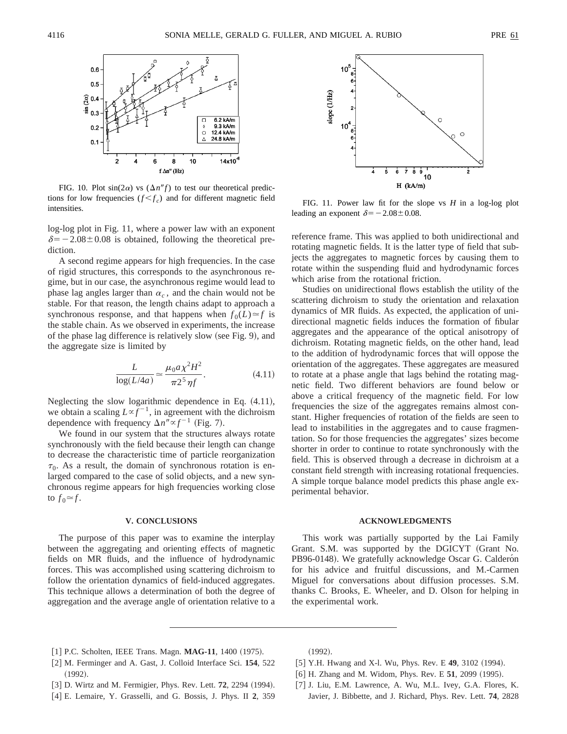sin (2α)

0.6
0.5
0.4
0.3
0.2
0.1

2 4 6 8 10 14x10$^{-6}$

f Δn'' (Hz)

6.2 kA/m
9.3 kA/m
12.4 kA/m
24.8 kA/m

FIG. 10. Plot $\sin(2\alpha)$ vs $(\Delta n'' f)$ to test our theoretical predictions for low frequencies $(f<f_c)$ and for different magnetic field intensities.

slope (1/Hz)

$10^5$
$10^4$

4 5 6 7 8 9 10 2

H (kA/m)

FIG. 11. Power law fit for the slope vs $H$ in a log-log plot leading an exponent $\delta=-2.08\pm0.08$.

log-log plot in Fig. 11, where a power law with an exponent $\delta=-2.08\pm0.08$ is obtained, following the theoretical prediction.

A second regime appears for high frequencies. In the case of rigid structures, this corresponds to the asynchronous regime, but in our case, the asynchronous regime would lead to phase lag angles larger than $\alpha_c$, and the chain would not be stable. For that reason, the length chains adapt to approach a synchronous response, and that happens when $f_0(L)\simeq f$ is the stable chain. As we observed in experiments, the increase of the phase lag difference is relatively slow (see Fig. 9), and the aggregate size is limited by

$$\frac{L}{\log(L/4a)}\simeq\frac{\mu_0 a\chi^2 H^2}{\pi 2^5 \eta f}. \tag{4.11}$$

Neglecting the slow logarithmic dependence in Eq. (4.11), we obtain a scaling $L\propto f^{-1}$, in agreement with the dichroism dependence with frequency $\Delta n''\propto f^{-1}$ (Fig. 7).

We found in our system that the structures always rotate synchronously with the field because their length can change to decrease the characteristic time of particle reorganization $\tau_0$. As a result, the domain of synchronous rotation is enlarged compared to the case of solid objects, and a new synchronous regime appears for high frequencies working close to $f_0\simeq f$.

## V. CONCLUSIONS

The purpose of this paper was to examine the interplay between the aggregating and orienting effects of magnetic fields on MR fluids, and the influence of hydrodynamic forces. This was accomplished using scattering dichroism to follow the orientation dynamics of field-induced aggregates. This technique allows a determination of both the degree of aggregation and the average angle of orientation relative to a reference frame. This was applied to both unidirectional and rotating magnetic fields. It is the latter type of field that subjects the aggregates to magnetic forces by causing them to rotate within the suspending fluid and hydrodynamic forces which arise from the rotational friction.

Studies on unidirectional flows establish the utility of the scattering dichroism to study the orientation and relaxation dynamics of MR fluids. As expected, the application of unidirectional magnetic fields induces the formation of fibular aggregates and the appearance of the optical anisotropy of dichroism. Rotating magnetic fields, on the other hand, lead to the addition of hydrodynamic forces that will oppose the orientation of the aggregates. These aggregates are measured to rotate at a phase angle that lags behind the rotating magnetic field. Two different behaviors are found below or above a critical frequency of the magnetic field. For low frequencies the size of the aggregates remains almost constant. Higher frequencies of rotation of the fields are seen to lead to instabilities in the aggregates and to cause fragmentation. So for those frequencies the aggregates' sizes become shorter in order to continue to rotate synchronously with the field. This is observed through a decrease in dichroism at a constant field strength with increasing rotational frequencies. A simple torque balance model predicts this phase angle experimental behavior.

## ACKNOWLEDGMENTS

This work was partially supported by the Lai Family Grant. S.M. was supported by the DGICYT (Grant No. PB96-0148). We gratefully acknowledge Oscar G. Calderón for his advice and fruitful discussions, and M.-Carmen Miguel for conversations about diffusion processes. S.M. thanks C. Brooks, E. Wheeler, and D. Olson for helping in the experimental work.

---

[1] P.C. Scholten, IEEE Trans. Magn. **MAG-11**, 1400 (1975).

[2] M. Ferminger and A. Gast, J. Colloid Interface Sci. **154**, 522 (1992).

[3] D. Wirtz and M. Fermigier, Phys. Rev. Lett. **72**, 2294 (1994).

[4] E. Lemaire, Y. Grasselli, and G. Bossis, J. Phys. II **2**, 359 (1992).

[5] Y.H. Hwang and X-l. Wu, Phys. Rev. E **49**, 3102 (1994).

[6] H. Zhang and M. Widom, Phys. Rev. E **51**, 2099 (1995).

[7] J. Liu, E.M. Lawrence, A. Wu, M.L. Ivey, G.A. Flores, K. Javier, J. Bibbette, and J. Richard, Phys. Rev. Lett. **74**, 2828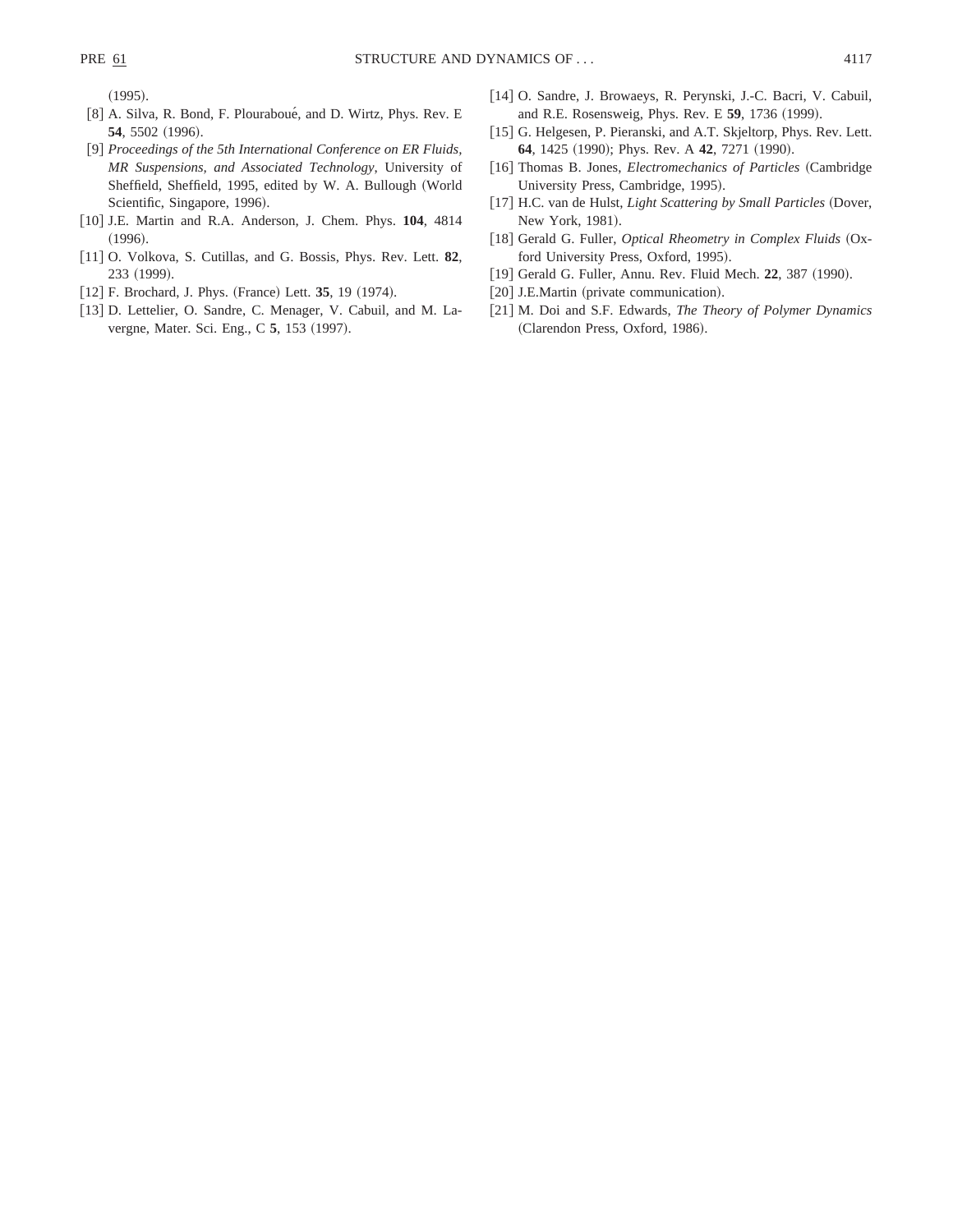(1995).

[8] A. Silva, R. Bond, F. Plouraboué, and D. Wirtz, Phys. Rev. E **54**, 5502 (1996).

[9] *Proceedings of the 5th International Conference on ER Fluids, MR Suspensions, and Associated Technology*, University of Sheffield, Sheffield, 1995, edited by W. A. Bullough (World Scientific, Singapore, 1996).

[10] J.E. Martin and R.A. Anderson, J. Chem. Phys. **104**, 4814 (1996).

[11] O. Volkova, S. Cutillas, and G. Bossis, Phys. Rev. Lett. **82**, 233 (1999).

[12] F. Brochard, J. Phys. (France) Lett. **35**, 19 (1974).

[13] D. Lettelier, O. Sandre, C. Menager, V. Cabuil, and M. Lavergne, Mater. Sci. Eng., C **5**, 153 (1997).

[14] O. Sandre, J. Browaeys, R. Perynski, J.-C. Bacri, V. Cabuil, and R.E. Rosensweig, Phys. Rev. E **59**, 1736 (1999).

[15] G. Helgesen, P. Pieranski, and A.T. Skjeltorp, Phys. Rev. Lett. **64**, 1425 (1990); Phys. Rev. A **42**, 7271 (1990).

[16] Thomas B. Jones, *Electromechanics of Particles* (Cambridge University Press, Cambridge, 1995).

[17] H.C. van de Hulst, *Light Scattering by Small Particles* (Dover, New York, 1981).

[18] Gerald G. Fuller, *Optical Rheometry in Complex Fluids* (Oxford University Press, Oxford, 1995).

[19] Gerald G. Fuller, Annu. Rev. Fluid Mech. **22**, 387 (1990).

[20] J.E.Martin (private communication).

[21] M. Doi and S.F. Edwards, *The Theory of Polymer Dynamics* (Clarendon Press, Oxford, 1986).